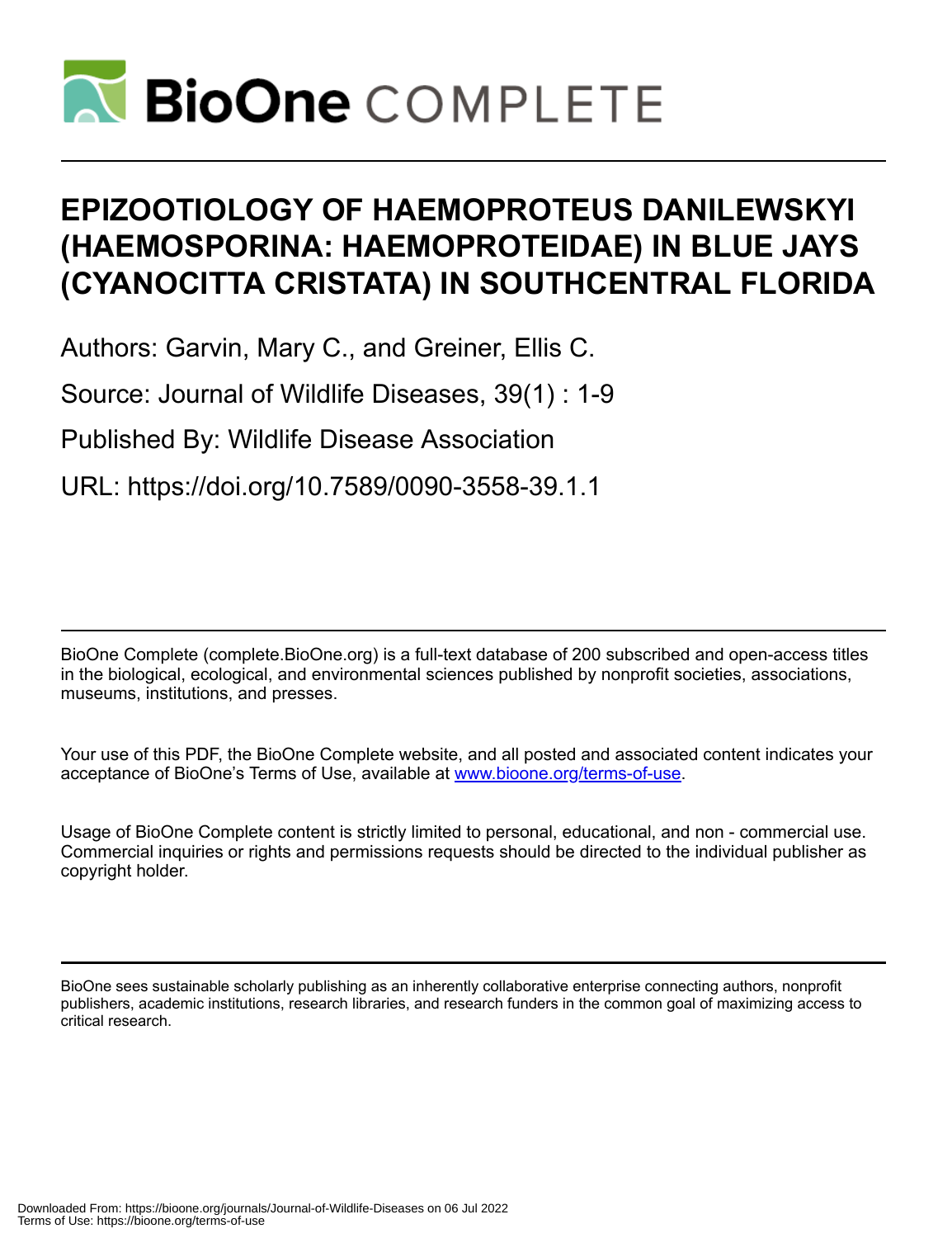# EPIZOOTIOLOGY OF HAEMOPROTEUS DANILEWSKYI (HAEMOSPORINA: HAEMOPROTEIDAE) IN BLUE JAYS (CYANOCITTA CRISTATA) IN SOUTHCENTRAL FLORIDA

Authors: Garvin, Mary C., and Greiner, Ellis C.

Source: Journal of Wildlife Diseases, 39(1) : 1-9

Published By: Wildlife Disease Association

URL: https://doi.org/10.7589/0090-3558-39.1.1

---

BioOne Complete (complete.BioOne.org) is a full-text database of 200 subscribed and open-access titles in the biological, ecological, and environmental sciences published by nonprofit societies, associations, museums, institutions, and presses.

Your use of this PDF, the BioOne Complete website, and all posted and associated content indicates your acceptance of BioOne's Terms of Use, available at www.bioone.org/terms-of-use.

Usage of BioOne Complete content is strictly limited to personal, educational, and non - commercial use. Commercial inquiries or rights and permissions requests should be directed to the individual publisher as copyright holder.

---

BioOne sees sustainable scholarly publishing as an inherently collaborative enterprise connecting authors, nonprofit publishers, academic institutions, research libraries, and research funders in the common goal of maximizing access to critical research.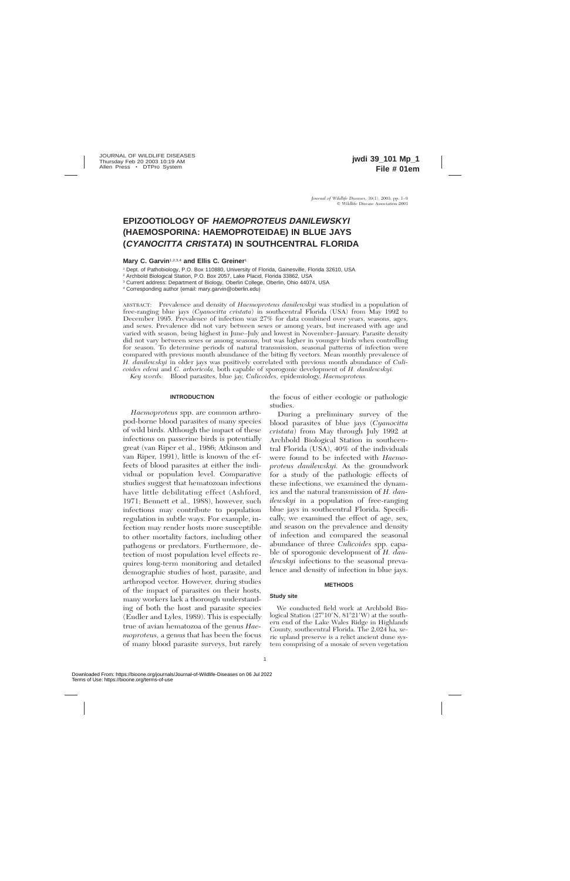# EPIZOOTIOLOGY OF *HAEMOPROTEUS DANILEWSKYI* (HAEMOSPORINA: HAEMOPROTEIDAE) IN BLUE JAYS (*CYANOCITTA CRISTATA*) IN SOUTHCENTRAL FLORIDA

**Mary C. Garvin**[1,2,3,4] **and Ellis C. Greiner**[1]

[1] Dept. of Pathobiology, P.O. Box 110880, University of Florida, Gainesville, Florida 32610, USA

[2] Archbold Biological Station, P.O. Box 2057, Lake Placid, Florida 33862, USA

[3] Current address: Department of Biology, Oberlin College, Oberlin, Ohio 44074, USA

[4] Corresponding author (email: mary.garvin@oberlin.edu)

ABSTRACT: Prevalence and density of *Haemoproteus danilewskyi* was studied in a population of free-ranging blue jays (*Cyanocitta cristata*) in southcentral Florida (USA) from May 1992 to December 1995. Prevalence of infection was 27% for data combined over years, seasons, ages, and sexes. Prevalence did not vary between sexes or among years, but increased with age and varied with season, being highest in June–July and lowest in November–January. Parasite density did not vary between sexes or among seasons, but was higher in younger birds when controlling for season. To determine periods of natural transmission, seasonal patterns of infection were compared with previous month abundance of the biting fly vectors. Mean monthly prevalence of *H. danilewskyi* in older jays was positively correlated with previous month abundance of *Culicoides edeni* and *C. arboricola,* both capable of sporogonic development of *H. danilewskyi.*

*Key words:* Blood parasites, blue jay, *Culicoides,* epidemiology, *Haemoproteus.*

## INTRODUCTION

*Haemoproteus* spp. are common arthropod-borne blood parasites of many species of wild birds. Although the impact of these infections on passerine birds is potentially great (van Riper et al., 1986; Atkinson and van Riper, 1991), little is known of the effects of blood parasites at either the individual or population level. Comparative studies suggest that hematozoan infections have little debilitating effect (Ashford, 1971; Bennett et al., 1988), however, such infections may contribute to population regulation in subtle ways. For example, infection may render hosts more susceptible to other mortality factors, including other pathogens or predators. Furthermore, detection of most population level effects requires long-term monitoring and detailed demographic studies of host, parasite, and arthropod vector. However, during studies of the impact of parasites on their hosts, many workers lack a thorough understanding of both the host and parasite species (Endler and Lyles, 1989). This is especially true of avian hematozoa of the genus *Haemoproteus,* a genus that has been the focus of many blood parasite surveys, but rarely the focus of either ecologic or pathologic studies.

During a preliminary survey of the blood parasites of blue jays (*Cyanocitta cristata*) from May through July 1992 at Archbold Biological Station in southcentral Florida (USA), 40% of the individuals were found to be infected with *Haemoproteus danilewskyi.* As the groundwork for a study of the pathologic effects of these infections, we examined the dynamics and the natural transmission of *H. danilewskyi* in a population of free-ranging blue jays in southcentral Florida. Specifically, we examined the effect of age, sex, and season on the prevalence and density of infection and compared the seasonal abundance of three *Culicoides* spp. capable of sporogonic development of *H. danilewskyi* infections to the seasonal prevalence and density of infection in blue jays.

## METHODS

### Study site

We conducted field work at Archbold Biological Station (27°10′N, 81°21′W) at the southern end of the Lake Wales Ridge in Highlands County, southcentral Florida. The 2,024 ha, xeric upland preserve is a relict ancient dune system comprising of a mosaic of seven vegetation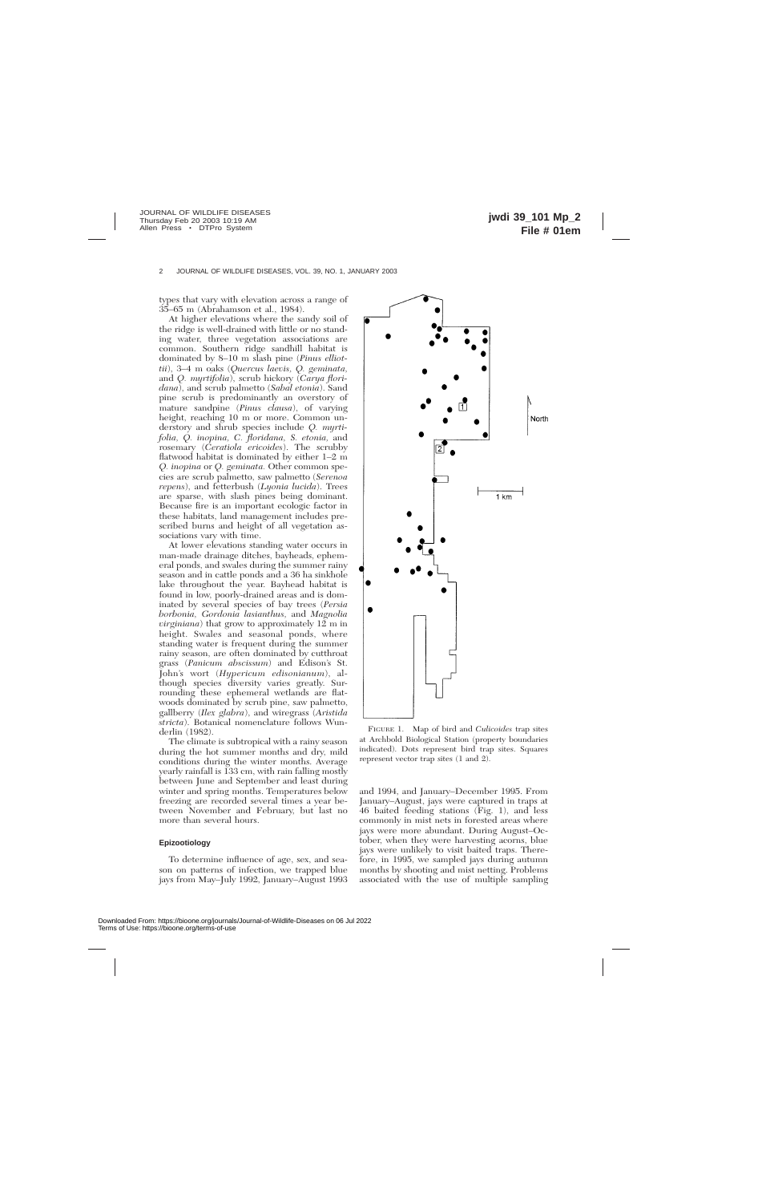types that vary with elevation across a range of 35–65 m (Abrahamson et al., 1984).

At higher elevations where the sandy soil of the ridge is well-drained with little or no standing water, three vegetation associations are common. Southern ridge sandhill habitat is dominated by 8–10 m slash pine (*Pinus elliottii*), 3–4 m oaks (*Quercus laevis, Q. geminata,* and *Q. myrtifolia*), scrub hickory (*Carya floridana*), and scrub palmetto (*Sabal etonia*). Sand pine scrub is predominantly an overstory of mature sandpine (*Pinus clausa*), of varying height, reaching 10 m or more. Common understory and shrub species include *Q. myrtifolia, Q. inopina, C. floridana, S. etonia,* and rosemary (*Ceratiola ericoides*). The scrubby flatwood habitat is dominated by either 1–2 m *Q. inopina* or *Q. geminata.* Other common species are scrub palmetto, saw palmetto (*Serenoa repens*), and fetterbush (*Lyonia lucida*). Trees are sparse, with slash pines being dominant. Because fire is an important ecologic factor in these habitats, land management includes prescribed burns and height of all vegetation associations vary with time.

At lower elevations standing water occurs in man-made drainage ditches, bayheads, ephemeral ponds, and swales during the summer rainy season and in cattle ponds and a 36 ha sinkhole lake throughout the year. Bayhead habitat is found in low, poorly-drained areas and is dominated by several species of bay trees (*Persia borbonia, Gordonia lasianthus,* and *Magnolia virginiana*) that grow to approximately 12 m in height. Swales and seasonal ponds, where standing water is frequent during the summer rainy season, are often dominated by cutthroat grass (*Panicum abscissum*) and Edison's St. John's wort (*Hypericum edisonianum*), although species diversity varies greatly. Surrounding these ephemeral wetlands are flatwoods dominated by scrub pine, saw palmetto, gallberry (*Ilex glabra*), and wiregrass (*Aristida stricta*). Botanical nomenclature follows Wunderlin (1982).

The climate is subtropical with a rainy season during the hot summer months and dry, mild conditions during the winter months. Average yearly rainfall is 133 cm, with rain falling mostly between June and September and least during winter and spring months. Temperatures below freezing are recorded several times a year between November and February, but last no more than several hours.

## Epizootiology

To determine influence of age, sex, and season on patterns of infection, we trapped blue jays from May–July 1992, January–August 1993 and 1994, and January–December 1995. From January–August, jays were captured in traps at 46 baited feeding stations (Fig. 1), and less commonly in mist nets in forested areas where jays were more abundant. During August–October, when they were harvesting acorns, blue jays were unlikely to visit baited traps. Therefore, in 1995, we sampled jays during autumn months by shooting and mist netting. Problems associated with the use of multiple sampling

FIGURE 1. Map of bird and *Culicoides* trap sites at Archbold Biological Station (property boundaries indicated). Dots represent bird trap sites. Squares represent vector trap sites (1 and 2).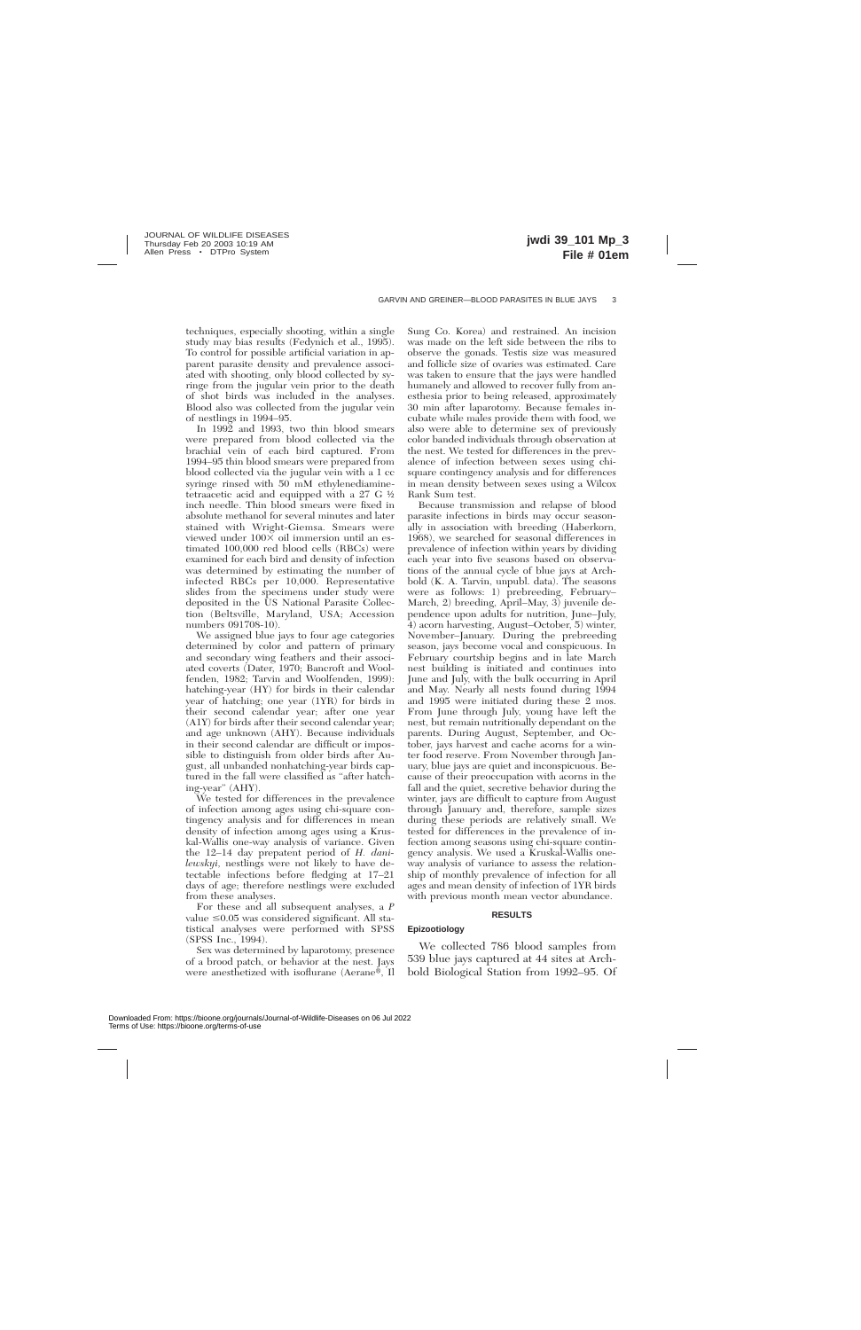techniques, especially shooting, within a single study may bias results (Fedynich et al., 1995). To control for possible artificial variation in apparent parasite density and prevalence associated with shooting, only blood collected by syringe from the jugular vein prior to the death of shot birds was included in the analyses. Blood also was collected from the jugular vein of nestlings in 1994–95.

In 1992 and 1993, two thin blood smears were prepared from blood collected via the brachial vein of each bird captured. From 1994–95 thin blood smears were prepared from blood collected via the jugular vein with a 1 cc syringe rinsed with 50 mM ethylenediaminetetraacetic acid and equipped with a 27 G ½ inch needle. Thin blood smears were fixed in absolute methanol for several minutes and later stained with Wright-Giemsa. Smears were viewed under 100× oil immersion until an estimated 100,000 red blood cells (RBCs) were examined for each bird and density of infection was determined by estimating the number of infected RBCs per 10,000. Representative slides from the specimens under study were deposited in the US National Parasite Collection (Beltsville, Maryland, USA; Accession numbers 091708-10).

We assigned blue jays to four age categories determined by color and pattern of primary and secondary wing feathers and their associated coverts (Dater, 1970; Bancroft and Woolfenden, 1982; Tarvin and Woolfenden, 1999): hatching-year (HY) for birds in their calendar year of hatching; one year (1YR) for birds in their second calendar year; after one year (A1Y) for birds after their second calendar year; and age unknown (AHY). Because individuals in their second calendar are difficult or impossible to distinguish from older birds after August, all unbanded nonhatching-year birds captured in the fall were classified as "after hatching-year" (AHY).

We tested for differences in the prevalence of infection among ages using chi-square contingency analysis and for differences in mean density of infection among ages using a Kruskal-Wallis one-way analysis of variance. Given the 12–14 day prepatent period of *H. danilewskyi*, nestlings were not likely to have detectable infections before fledging at 17–21 days of age; therefore nestlings were excluded from these analyses.

For these and all subsequent analyses, a *P* value ≤0.05 was considered significant. All statistical analyses were performed with SPSS (SPSS Inc., 1994).

Sex was determined by laparotomy, presence of a brood patch, or behavior at the nest. Jays were anesthetized with isoflurane (Aerane®, Il Sung Co. Korea) and restrained. An incision was made on the left side between the ribs to observe the gonads. Testis size was measured and follicle size of ovaries was estimated. Care was taken to ensure that the jays were handled humanely and allowed to recover fully from anesthesia prior to being released, approximately 30 min after laparotomy. Because females incubate while males provide them with food, we also were able to determine sex of previously color banded individuals through observation at the nest. We tested for differences in the prevalence of infection between sexes using chi-square contingency analysis and for differences in mean density between sexes using a Wilcox Rank Sum test.

Because transmission and relapse of blood parasite infections in birds may occur seasonally in association with breeding (Haberkorn, 1968), we searched for seasonal differences in prevalence of infection within years by dividing each year into five seasons based on observations of the annual cycle of blue jays at Archbold (K. A. Tarvin, unpubl. data). The seasons were as follows: 1) prebreeding, February–March, 2) breeding, April–May, 3) juvenile dependence upon adults for nutrition, June–July, 4) acorn harvesting, August–October, 5) winter, November–January. During the prebreeding season, jays become vocal and conspicuous. In February courtship begins and in late March nest building is initiated and continues into June and July, with the bulk occurring in April and May. Nearly all nests found during 1994 and 1995 were initiated during these 2 mos. From June through July, young have left the nest, but remain nutritionally dependant on the parents. During August, September, and October, jays harvest and cache acorns for a winter food reserve. From November through January, blue jays are quiet and inconspicuous. Because of their preoccupation with acorns in the fall and the quiet, secretive behavior during the winter, jays are difficult to capture from August through January and, therefore, sample sizes during these periods are relatively small. We tested for differences in the prevalence of infection among seasons using chi-square contingency analysis. We used a Kruskal-Wallis one-way analysis of variance to assess the relationship of monthly prevalence of infection for all ages and mean density of infection of 1YR birds with previous month mean vector abundance.

## RESULTS

### Epizootiology

We collected 786 blood samples from 539 blue jays captured at 44 sites at Archbold Biological Station from 1992–95. Of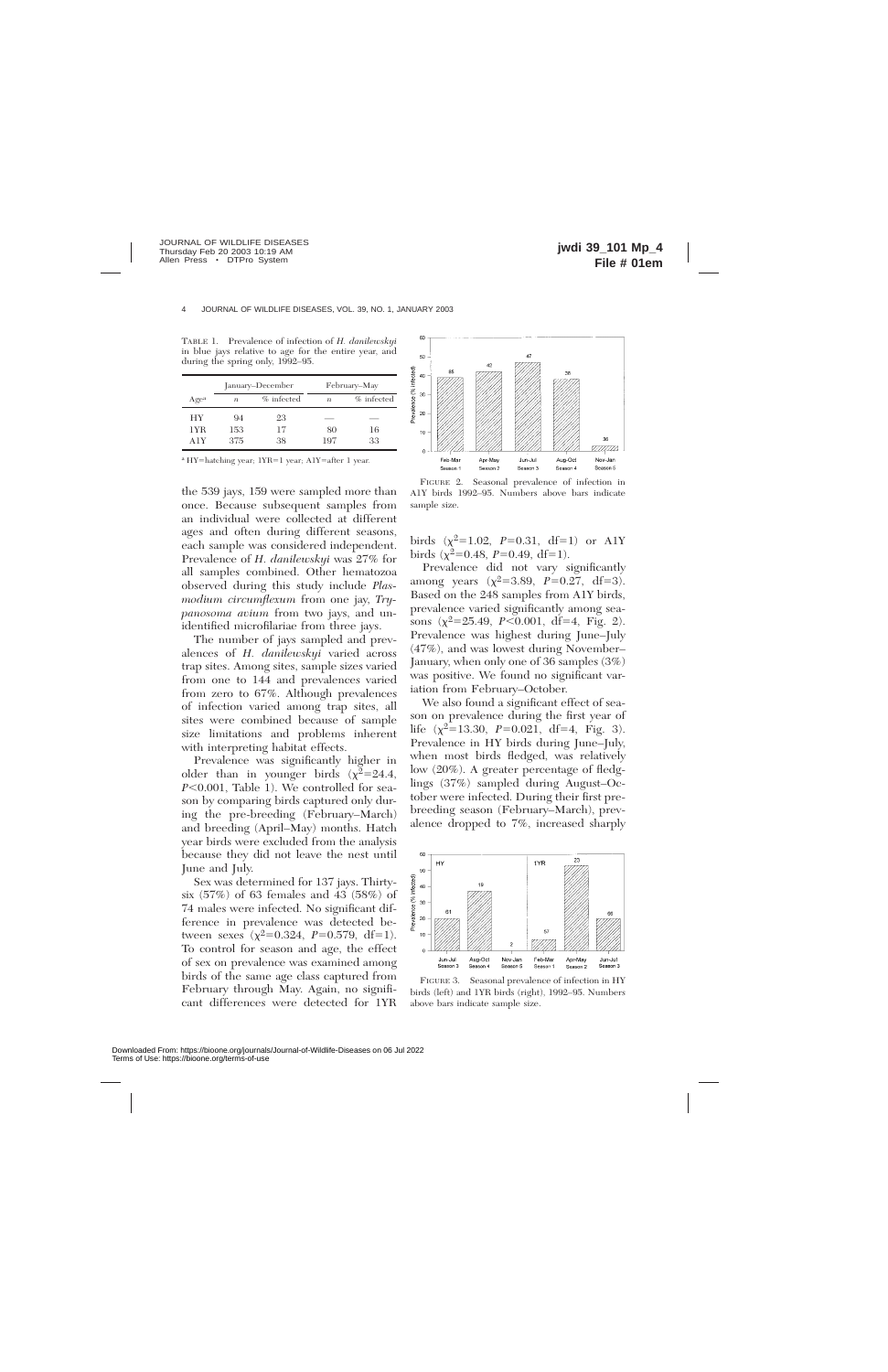TABLE 1. Prevalence of infection of *H. danilewskyi* in blue jays relative to age for the entire year, and during the spring only, 1992–95.

| Age[a] | January–December | | February–May | |
|---|---|---|---|---|
| | *n* | % infected | *n* | % infected |
| HY | 94 | 23 | — | — |
| 1YR | 153 | 17 | 80 | 16 |
| A1Y | 375 | 38 | 197 | 33 |

[a] HY=hatching year; 1YR=1 year; A1Y=after 1 year.

the 539 jays, 159 were sampled more than once. Because subsequent samples from an individual were collected at different ages and often during different seasons, each sample was considered independent. Prevalence of *H. danilewskyi* was 27% for all samples combined. Other hematozoa observed during this study include *Plasmodium circumflexum* from one jay, *Trypanosoma avium* from two jays, and unidentified microfilariae from three jays.

The number of jays sampled and prevalences of *H. danilewskyi* varied across trap sites. Among sites, sample sizes varied from one to 144 and prevalences varied from zero to 67%. Although prevalences of infection varied among trap sites, all sites were combined because of sample size limitations and problems inherent with interpreting habitat effects.

Prevalence was significantly higher in older than in younger birds ($\chi^2$=24.4, $P$<0.001, Table 1). We controlled for season by comparing birds captured only during the pre-breeding (February–March) and breeding (April–May) months. Hatch year birds were excluded from the analysis because they did not leave the nest until June and July.

Sex was determined for 137 jays. Thirty-six (57%) of 63 females and 43 (58%) of 74 males were infected. No significant difference in prevalence was detected between sexes ($\chi^2$=0.324, $P$=0.579, df=1). To control for season and age, the effect of sex on prevalence was examined among birds of the same age class captured from February through May. Again, no significant differences were detected for 1YR birds ($\chi^2$=1.02, $P$=0.31, df=1) or A1Y birds ($\chi^2$=0.48, $P$=0.49, df=1).

FIGURE 2. Seasonal prevalence of infection in A1Y birds 1992–95. Numbers above bars indicate sample size.

Prevalence did not vary significantly among years ($\chi^2$=3.89, $P$=0.27, df=3). Based on the 248 samples from A1Y birds, prevalence varied significantly among seasons ($\chi^2$=25.49, $P$<0.001, df=4, Fig. 2). Prevalence was highest during June–July (47%), and was lowest during November–January, when only one of 36 samples (3%) was positive. We found no significant variation from February–October.

We also found a significant effect of season on prevalence during the first year of life ($\chi^2$=13.30, $P$=0.021, df=4, Fig. 3). Prevalence in HY birds during June–July, when most birds fledged, was relatively low (20%). A greater percentage of fledglings (37%) sampled during August–October were infected. During their first prebreeding season (February–March), prevalence dropped to 7%, increased sharply

FIGURE 3. Seasonal prevalence of infection in HY birds (left) and 1YR birds (right), 1992–95. Numbers above bars indicate sample size.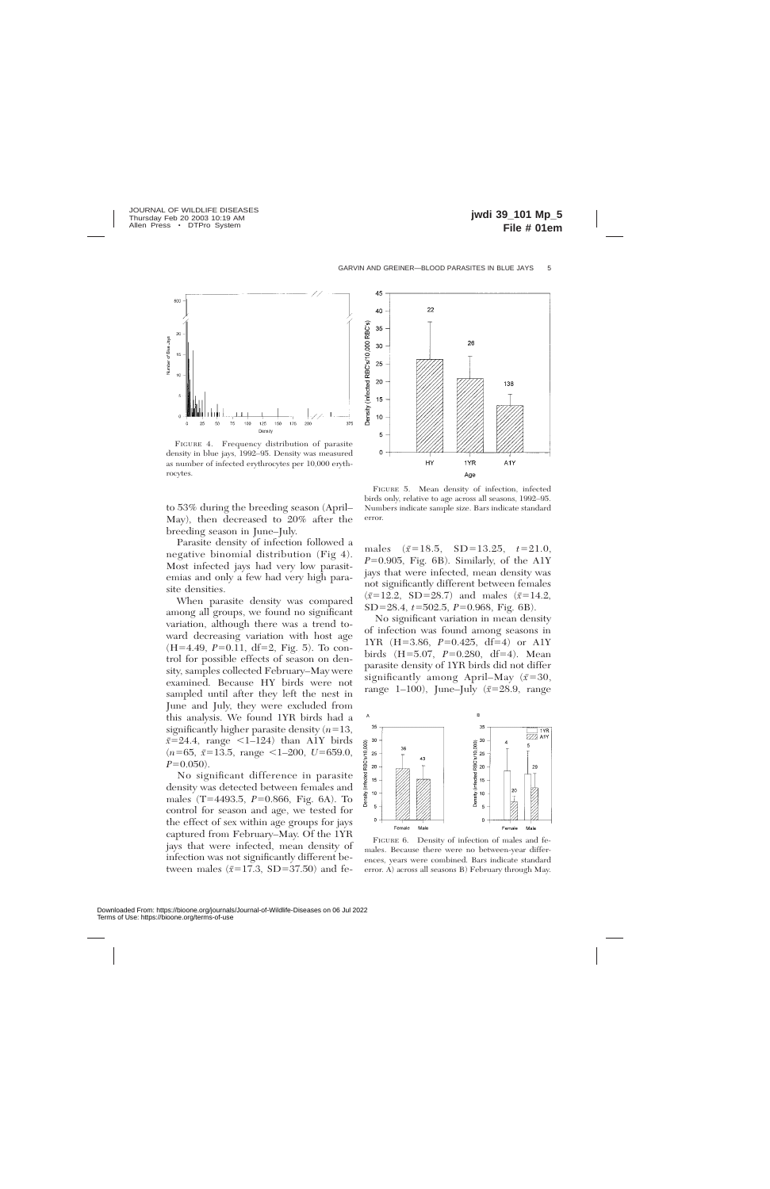FIGURE 4. Frequency distribution of parasite density in blue jays, 1992–95. Density was measured as number of infected erythrocytes per 10,000 erythrocytes.

FIGURE 5. Mean density of infection, infected birds only, relative to age across all seasons, 1992–95. Numbers indicate sample size. Bars indicate standard error.

to 53% during the breeding season (April–May), then decreased to 20% after the breeding season in June–July.

Parasite density of infection followed a negative binomial distribution (Fig 4). Most infected jays had very low parasitemias and only a few had very high parasite densities.

When parasite density was compared among all groups, we found no significant variation, although there was a trend toward decreasing variation with host age (H=4.49, $P$=0.11, df=2, Fig. 5). To control for possible effects of season on density, samples collected February–May were examined. Because HY birds were not sampled until after they left the nest in June and July, they were excluded from this analysis. We found 1YR birds had a significantly higher parasite density ($n$=13, $\bar{x}$=24.4, range <1–124) than A1Y birds ($n$=65, $\bar{x}$=13.5, range <1–200, $U$=659.0, $P$=0.050).

No significant difference in parasite density was detected between females and males (T=4493.5, $P$=0.866, Fig. 6A). To control for season and age, we tested for the effect of sex within age groups for jays captured from February–May. Of the 1YR jays that were infected, mean density of infection was not significantly different between males ($\bar{x}$=17.3, SD=37.50) and females ($\bar{x}$=18.5, SD=13.25, $t$=21.0, $P$=0.905, Fig. 6B). Similarly, of the A1Y jays that were infected, mean density was not significantly different between females ($\bar{x}$=12.2, SD=28.7) and males ($\bar{x}$=14.2, SD=28.4, $t$=502.5, $P$=0.968, Fig. 6B).

No significant variation in mean density of infection was found among seasons in 1YR (H=3.86, $P$=0.425, df=4) or A1Y birds (H=5.07, $P$=0.280, df=4). Mean parasite density of 1YR birds did not differ significantly among April–May ($\bar{x}$=30, range 1–100), June–July ($\bar{x}$=28.9, range

FIGURE 6. Density of infection of males and females. Because there were no between-year differences, years were combined. Bars indicate standard error. A) across all seasons B) February through May.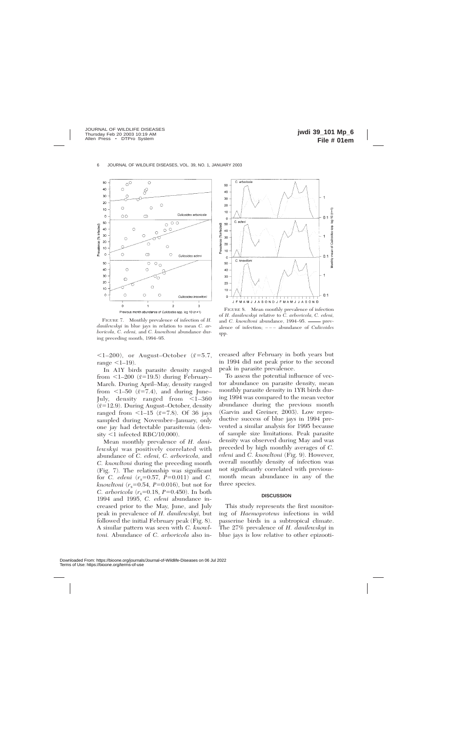FIGURE 7. Monthly prevalence of infection of *H. danilewskyi* in blue jays in relation to mean *C. arboricola*, *C. edeni*, and *C. knowltoni* abundance during preceding month, 1994–95.

FIGURE 8. Mean monthly prevalence of infection of *H. danilewskyi* relative to *C. arboricola*, *C. edeni*, and *C. knowltoni* abundance, 1994–95. ——— prevalence of infection; – – – abundance of *Culicoides* spp.

<1–200), or August–October ($\bar{x}$=5.7, range <1–19).

In A1Y birds parasite density ranged from <1–200 ($\bar{x}$=19.5) during February–March. During April–May, density ranged from <1–50 ($\bar{x}$=7.4), and during June–July, density ranged from <1–360 ($\bar{x}$=12.9). During August–October, density ranged from <1–15 ($\bar{x}$=7.8). Of 36 jays sampled during November–January, only one jay had detectable parasitemia (density <1 infected RBC/10,000).

Mean monthly prevalence of *H. danilewskyi* was positively correlated with abundance of *C. edeni*, *C. arboricola*, and *C. knowltoni* during the preceding month (Fig. 7). The relationship was significant for *C. edeni* ($r_s$=0.57, $P$=0.011) and *C. knowltoni* ($r_s$=0.54, $P$=0.016), but not for *C. arboricola* ($r_s$=0.18, $P$=0.450). In both 1994 and 1995, *C. edeni* abundance increased prior to the May, June, and July peak in prevalence of *H. danilewskyi*, but followed the initial February peak (Fig. 8). A similar pattern was seen with *C. knowltoni*. Abundance of *C. arboricola* also increased after February in both years but in 1994 did not peak prior to the second peak in parasite prevalence.

To assess the potential influence of vector abundance on parasite density, mean monthly parasite density in 1YR birds during 1994 was compared to the mean vector abundance during the previous month (Garvin and Greiner, 2003). Low reproductive success of blue jays in 1994 prevented a similar analysis for 1995 because of sample size limitations. Peak parasite density was observed during May and was preceded by high monthly averages of *C. edeni* and *C. knowltoni* (Fig. 9). However, overall monthly density of infection was not significantly correlated with previous-month mean abundance in any of the three species.

## DISCUSSION

This study represents the first monitoring of *Haemoproteus* infections in wild passerine birds in a subtropical climate. The 27% prevalence of *H. danilewskyi* in blue jays is low relative to other epizooti-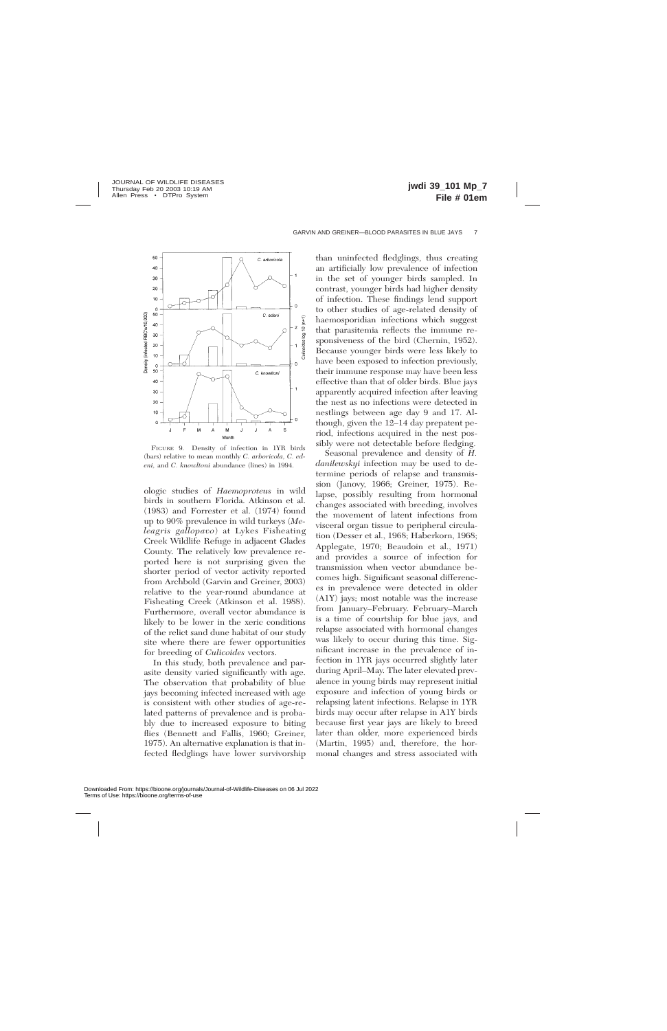FIGURE 9. Density of infection in 1YR birds (bars) relative to mean monthly *C. arboricola*, *C. edeni*, and *C. knowltoni* abundance (lines) in 1994.

ologic studies of *Haemoproteus* in wild birds in southern Florida. Atkinson et al. (1983) and Forrester et al. (1974) found up to 90% prevalence in wild turkeys (*Meleagris gallopavo*) at Lykes Fisheating Creek Wildlife Refuge in adjacent Glades County. The relatively low prevalence reported here is not surprising given the shorter period of vector activity reported from Archbold (Garvin and Greiner, 2003) relative to the year-round abundance at Fisheating Creek (Atkinson et al. 1988). Furthermore, overall vector abundance is likely to be lower in the xeric conditions of the relict sand dune habitat of our study site where there are fewer opportunities for breeding of *Culicoides* vectors.

In this study, both prevalence and parasite density varied significantly with age. The observation that probability of blue jays becoming infected increased with age is consistent with other studies of age-related patterns of prevalence and is probably due to increased exposure to biting flies (Bennett and Fallis, 1960; Greiner, 1975). An alternative explanation is that infected fledglings have lower survivorship than uninfected fledglings, thus creating an artificially low prevalence of infection in the set of younger birds sampled. In contrast, younger birds had higher density of infection. These findings lend support to other studies of age-related density of haemosporidian infections which suggest that parasitemia reflects the immune responsiveness of the bird (Chernin, 1952). Because younger birds were less likely to have been exposed to infection previously, their immune response may have been less effective than that of older birds. Blue jays apparently acquired infection after leaving the nest as no infections were detected in nestlings between age day 9 and 17. Although, given the 12–14 day prepatent period, infections acquired in the nest possibly were not detectable before fledging.

Seasonal prevalence and density of *H. danilewskyi* infection may be used to determine periods of relapse and transmission (Janovy, 1966; Greiner, 1975). Relapse, possibly resulting from hormonal changes associated with breeding, involves the movement of latent infections from visceral organ tissue to peripheral circulation (Desser et al., 1968; Haberkorn, 1968; Applegate, 1970; Beaudoin et al., 1971) and provides a source of infection for transmission when vector abundance becomes high. Significant seasonal differences in prevalence were detected in older (A1Y) jays; most notable was the increase from January–February. February–March is a time of courtship for blue jays, and relapse associated with hormonal changes was likely to occur during this time. Significant increase in the prevalence of infection in 1YR jays occurred slightly later during April–May. The later elevated prevalence in young birds may represent initial exposure and infection of young birds or relapsing latent infections. Relapse in 1YR birds may occur after relapse in A1Y birds because first year jays are likely to breed later than older, more experienced birds (Martin, 1995) and, therefore, the hormonal changes and stress associated with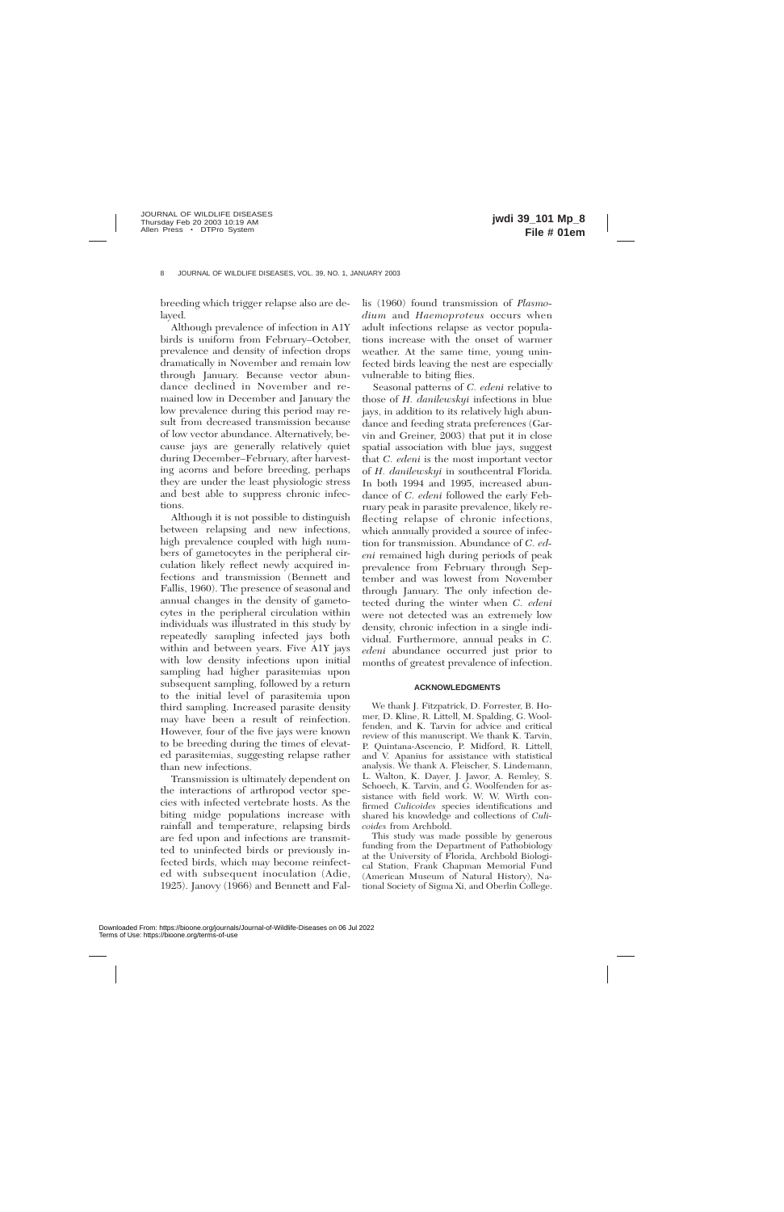breeding which trigger relapse also are delayed.

Although prevalence of infection in A1Y birds is uniform from February–October, prevalence and density of infection drops dramatically in November and remain low through January. Because vector abundance declined in November and remained low in December and January the low prevalence during this period may result from decreased transmission because of low vector abundance. Alternatively, because jays are generally relatively quiet during December–February, after harvesting acorns and before breeding, perhaps they are under the least physiologic stress and best able to suppress chronic infections.

Although it is not possible to distinguish between relapsing and new infections, high prevalence coupled with high numbers of gametocytes in the peripheral circulation likely reflect newly acquired infections and transmission (Bennett and Fallis, 1960). The presence of seasonal and annual changes in the density of gametocytes in the peripheral circulation within individuals was illustrated in this study by repeatedly sampling infected jays both within and between years. Five A1Y jays with low density infections upon initial sampling had higher parasitemias upon subsequent sampling, followed by a return to the initial level of parasitemia upon third sampling. Increased parasite density may have been a result of reinfection. However, four of the five jays were known to be breeding during the times of elevated parasitemias, suggesting relapse rather than new infections.

Transmission is ultimately dependent on the interactions of arthropod vector species with infected vertebrate hosts. As the biting midge populations increase with rainfall and temperature, relapsing birds are fed upon and infections are transmitted to uninfected birds or previously infected birds, which may become reinfected with subsequent inoculation (Adie, 1925). Janovy (1966) and Bennett and Fallis (1960) found transmission of *Plasmodium* and *Haemoproteus* occurs when adult infections relapse as vector populations increase with the onset of warmer weather. At the same time, young uninfected birds leaving the nest are especially vulnerable to biting flies.

Seasonal patterns of *C. edeni* relative to those of *H. danilewskyi* infections in blue jays, in addition to its relatively high abundance and feeding strata preferences (Garvin and Greiner, 2003) that put it in close spatial association with blue jays, suggest that *C. edeni* is the most important vector of *H. danilewskyi* in southcentral Florida. In both 1994 and 1995, increased abundance of *C. edeni* followed the early February peak in parasite prevalence, likely reflecting relapse of chronic infections, which annually provided a source of infection for transmission. Abundance of *C. edeni* remained high during periods of peak prevalence from February through September and was lowest from November through January. The only infection detected during the winter when *C. edeni* were not detected was an extremely low density, chronic infection in a single individual. Furthermore, annual peaks in *C. edeni* abundance occurred just prior to months of greatest prevalence of infection.

## ACKNOWLEDGMENTS

We thank J. Fitzpatrick, D. Forrester, B. Homer, D. Kline, R. Littell, M. Spalding, G. Woolfenden, and K. Tarvin for advice and critical review of this manuscript. We thank K. Tarvin, P. Quintana-Ascencio, P. Midford, R. Littell, and V. Apanius for assistance with statistical analysis. We thank A. Fleischer, S. Lindemann, L. Walton, K. Dayer, J. Jawor, A. Remley, S. Schoech, K. Tarvin, and G. Woolfenden for assistance with field work. W. W. Wirth confirmed *Culicoides* species identifications and shared his knowledge and collections of *Culicoides* from Archbold.

This study was made possible by generous funding from the Department of Pathobiology at the University of Florida, Archbold Biological Station, Frank Chapman Memorial Fund (American Museum of Natural History), National Society of Sigma Xi, and Oberlin College.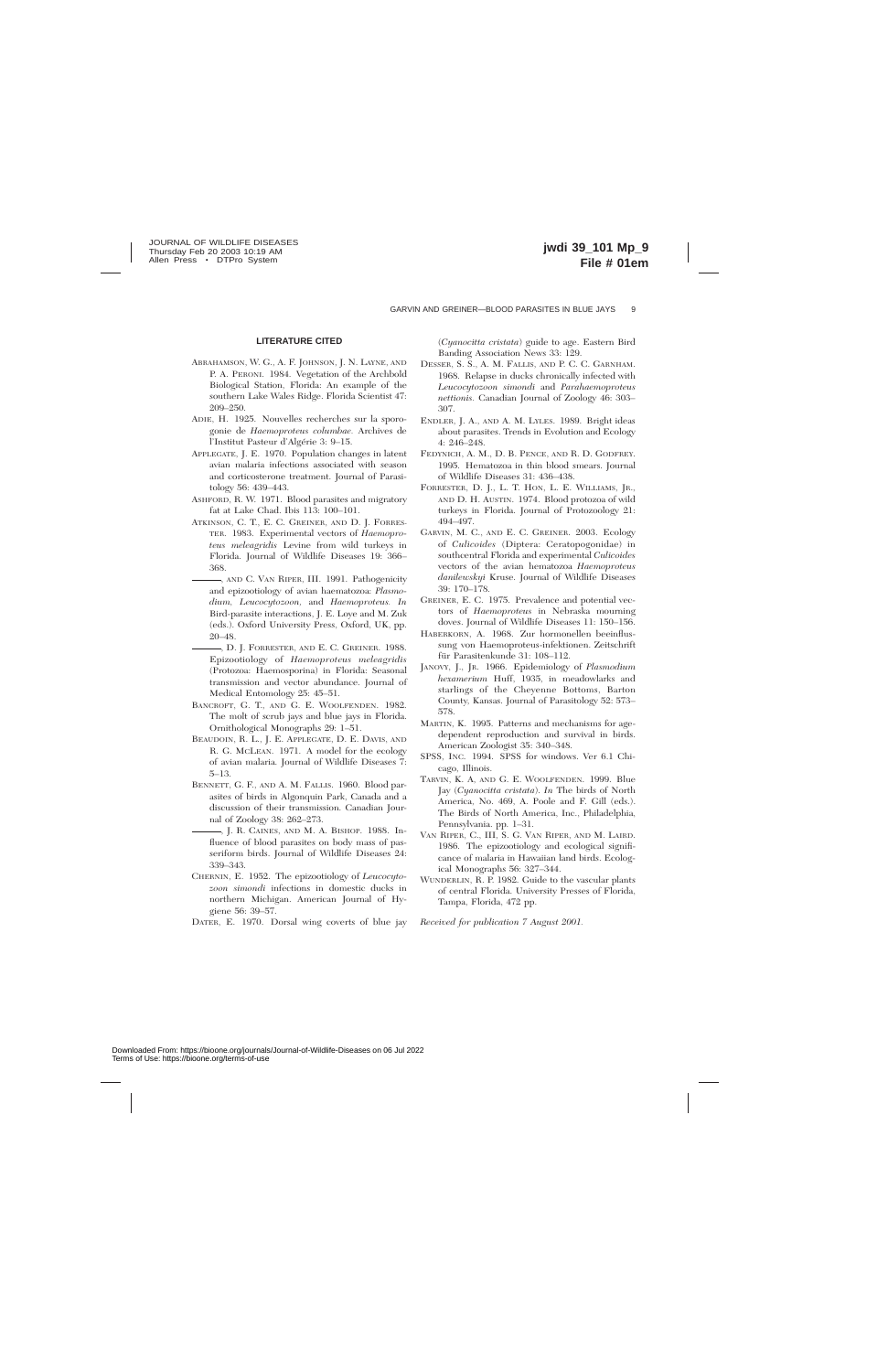## LITERATURE CITED

Abrahamson, W. G., A. F. Johnson, J. N. Layne, and P. A. Peroni. 1984. Vegetation of the Archbold Biological Station, Florida: An example of the southern Lake Wales Ridge. Florida Scientist 47: 209–250.

Adie, H. 1925. Nouvelles recherches sur la sporogonie de *Haemoproteus columbae.* Archives de l'Institut Pasteur d'Algérie 3: 9–15.

Applegate, J. E. 1970. Population changes in latent avian malaria infections associated with season and corticosterone treatment. Journal of Parasitology 56: 439–443.

Ashford, R. W. 1971. Blood parasites and migratory fat at Lake Chad. Ibis 113: 100–101.

Atkinson, C. T., E. C. Greiner, and D. J. Forrester. 1983. Experimental vectors of *Haemoproteus meleagridis* Levine from wild turkeys in Florida. Journal of Wildlife Diseases 19: 366–368.

———, and C. Van Riper, III. 1991. Pathogenicity and epizootiology of avian haematozoa: *Plasmodium, Leucocytozoon,* and *Haemoproteus. In* Bird-parasite interactions, J. E. Loye and M. Zuk (eds.). Oxford University Press, Oxford, UK, pp. 20–48.

———, D. J. Forrester, and E. C. Greiner. 1988. Epizootiology of *Haemoproteus meleagridis* (Protozoa: Haemosporina) in Florida: Seasonal transmission and vector abundance. Journal of Medical Entomology 25: 45–51.

Bancroft, G. T., and G. E. Woolfenden. 1982. The molt of scrub jays and blue jays in Florida. Ornithological Monographs 29: 1–51.

Beaudoin, R. L., J. E. Applegate, D. E. Davis, and R. G. McLean. 1971. A model for the ecology of avian malaria. Journal of Wildlife Diseases 7: 5–13.

Bennett, G. F., and A. M. Fallis. 1960. Blood parasites of birds in Algonquin Park, Canada and a discussion of their transmission. Canadian Journal of Zoology 38: 262–273.

———, J. R. Caines, and M. A. Bishop. 1988. Influence of blood parasites on body mass of passeriform birds. Journal of Wildlife Diseases 24: 339–343.

Chernin, E. 1952. The epizootiology of *Leucocytozoon simondi* infections in domestic ducks in northern Michigan. American Journal of Hygiene 56: 39–57.

Dater, E. 1970. Dorsal wing coverts of blue jay (*Cyanocitta cristata*) guide to age. Eastern Bird Banding Association News 33: 129.

Desser, S. S., A. M. Fallis, and P. C. C. Garnham. 1968. Relapse in ducks chronically infected with *Leucocytozoon simondi* and *Parahaemoproteus nettionis.* Canadian Journal of Zoology 46: 303–307.

Endler, J. A., and A. M. Lyles. 1989. Bright ideas about parasites. Trends in Evolution and Ecology 4: 246–248.

Fedynich, A. M., D. B. Pence, and R. D. Godfrey. 1995. Hematozoa in thin blood smears. Journal of Wildlife Diseases 31: 436–438.

Forrester, D. J., L. T. Hon, L. E. Williams, Jr., and D. H. Austin. 1974. Blood protozoa of wild turkeys in Florida. Journal of Protozoology 21: 494–497.

Garvin, M. C., and E. C. Greiner. 2003. Ecology of *Culicoides* (Diptera: Ceratopogonidae) in southcentral Florida and experimental *Culicoides* vectors of the avian hematozoa *Haemoproteus danilewskyi* Kruse. Journal of Wildlife Diseases 39: 170–178.

Greiner, E. C. 1975. Prevalence and potential vectors of *Haemoproteus* in Nebraska mourning doves. Journal of Wildlife Diseases 11: 150–156.

Haberkorn, A. 1968. Zur hormonellen beeinflussung von Haemoproteus-infektionen. Zeitschrift für Parasitenkunde 31: 108–112.

Janovy, J., Jr. 1966. Epidemiology of *Plasmodium hexamerium* Huff, 1935, in meadowlarks and starlings of the Cheyenne Bottoms, Barton County, Kansas. Journal of Parasitology 52: 573–578.

Martin, K. 1995. Patterns and mechanisms for age-dependent reproduction and survival in birds. American Zoologist 35: 340–348.

SPSS, Inc. 1994. SPSS for windows. Ver 6.1 Chicago, Illinois.

Tarvin, K. A, and G. E. Woolfenden. 1999. Blue Jay (*Cyanocitta cristata*). *In* The birds of North America, No. 469, A. Poole and F. Gill (eds.). The Birds of North America, Inc., Philadelphia, Pennsylvania. pp. 1–31.

Van Riper, C., III, S. G. Van Riper, and M. Laird. 1986. The epizootiology and ecological significance of malaria in Hawaiian land birds. Ecological Monographs 56: 327–344.

Wunderlin, R. P. 1982. Guide to the vascular plants of central Florida. University Presses of Florida, Tampa, Florida, 472 pp.

*Received for publication 7 August 2001.*